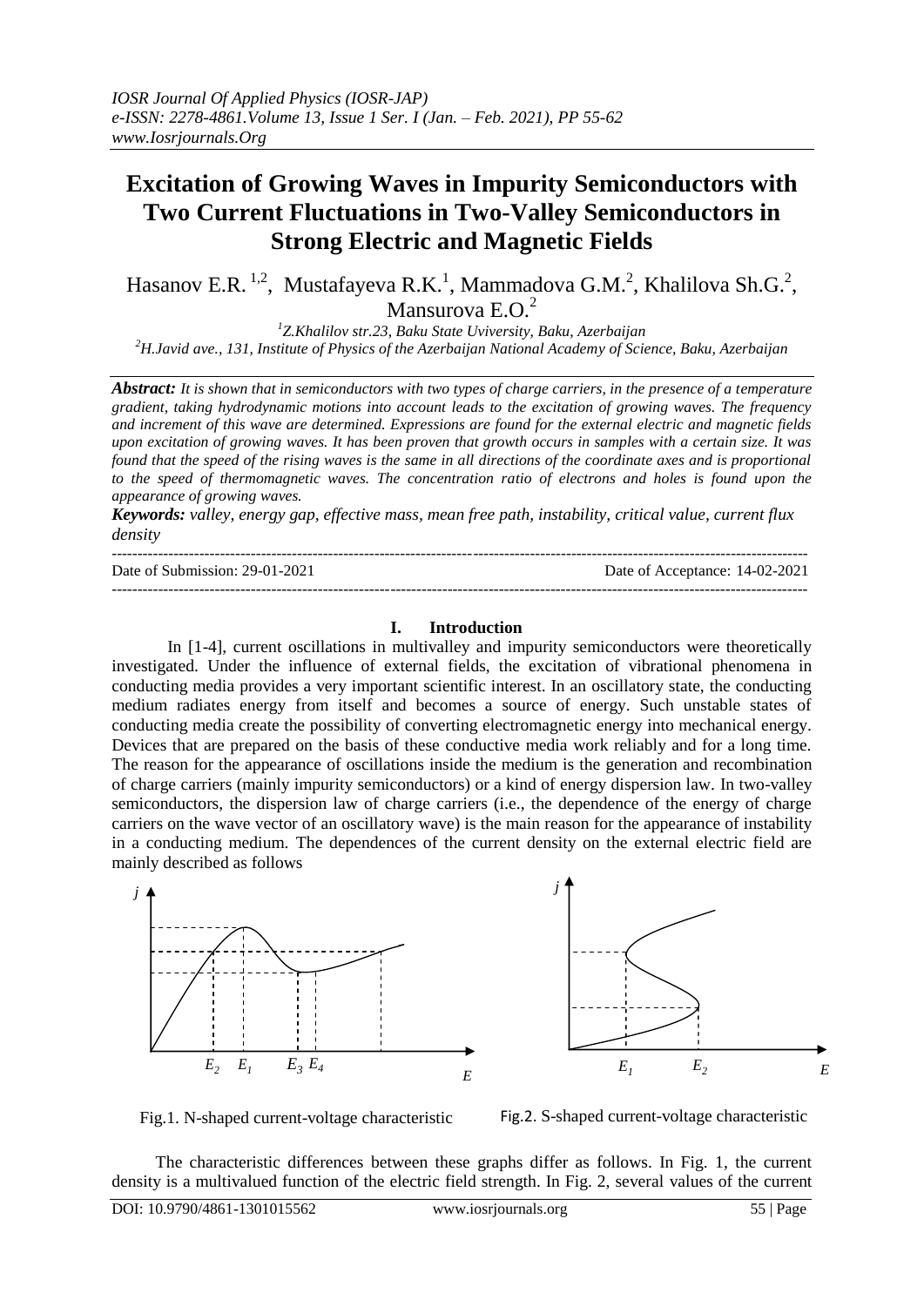# Excitation of Growing Waves in Impurity Semiconductors with Two Current Fluctuations in Two-Valley Semiconductors in Strong Electric and Magnetic Fields

Hasanov E.R. [1,2], Mustafayeva R.K.[1], Mammadova G.M.[2], Khalilova Sh.G.[2], Mansurova E.O.[2]

[1]*Z.Khalilov str.23, Baku State Uviversity, Baku, Azerbaijan*

[2]*H.Javid ave., 131, Institute of Physics of the Azerbaijan National Academy of Science, Baku, Azerbaijan*

***Abstract:*** *It is shown that in semiconductors with two types of charge carriers, in the presence of a temperature gradient, taking hydrodynamic motions into account leads to the excitation of growing waves. The frequency and increment of this wave are determined. Expressions are found for the external electric and magnetic fields upon excitation of growing waves. It has been proven that growth occurs in samples with a certain size. It was found that the speed of the rising waves is the same in all directions of the coordinate axes and is proportional to the speed of thermomagnetic waves. The concentration ratio of electrons and holes is found upon the appearance of growing waves.*

***Keywords:*** *valley, energy gap, effective mass, mean free path, instability, critical value, current flux density*

---

Date of Submission: 29-01-2021 Date of Acceptance: 14-02-2021

---

## I. Introduction

In [1-4], current oscillations in multivalley and impurity semiconductors were theoretically investigated. Under the influence of external fields, the excitation of vibrational phenomena in conducting media provides a very important scientific interest. In an oscillatory state, the conducting medium radiates energy from itself and becomes a source of energy. Such unstable states of conducting media create the possibility of converting electromagnetic energy into mechanical energy. Devices that are prepared on the basis of these conductive media work reliably and for a long time. The reason for the appearance of oscillations inside the medium is the generation and recombination of charge carriers (mainly impurity semiconductors) or a kind of energy dispersion law. In two-valley semiconductors, the dispersion law of charge carriers (i.e., the dependence of the energy of charge carriers on the wave vector of an oscillatory wave) is the main reason for the appearance of instability in a conducting medium. The dependences of the current density on the external electric field are mainly described as follows

Fig.1. N-shaped current-voltage characteristic

Fig.2. S-shaped current-voltage characteristic

The characteristic differences between these graphs differ as follows. In Fig. 1, the current density is a multivalued function of the electric field strength. In Fig. 2, several values of the current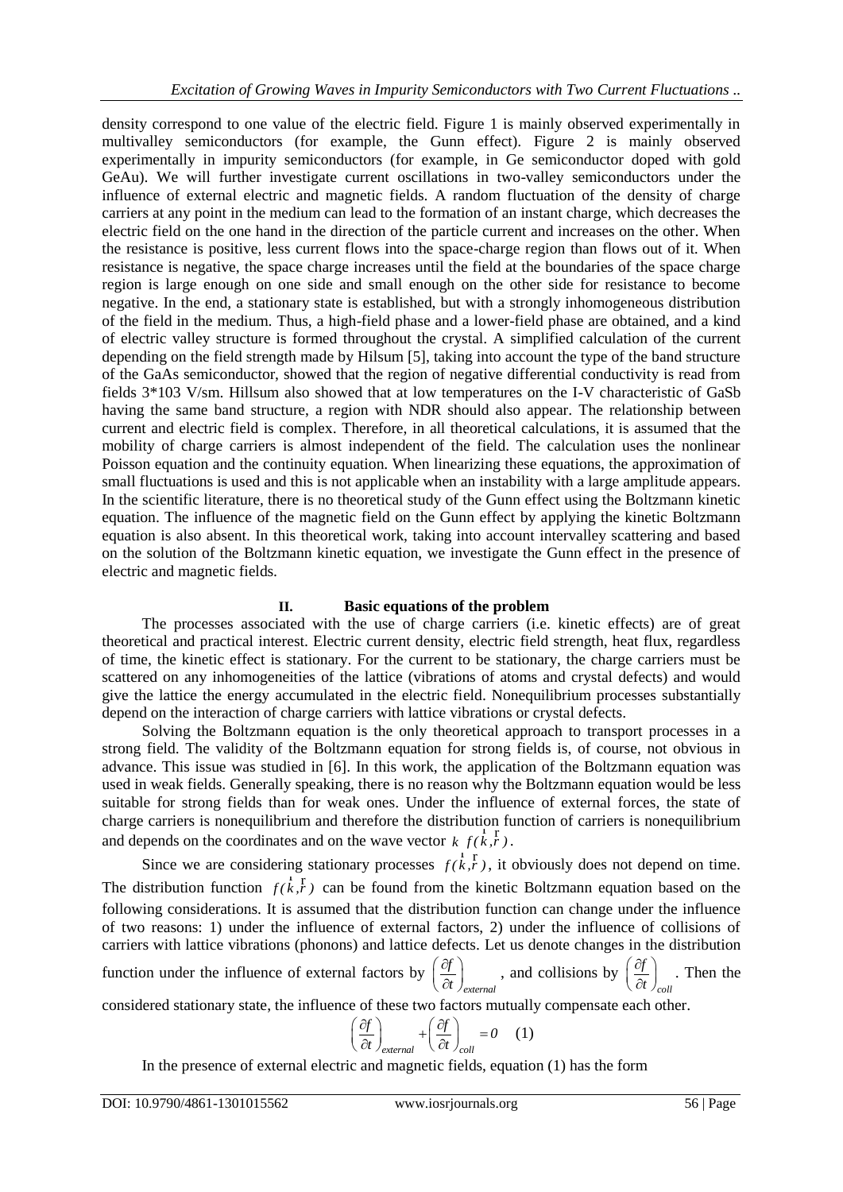density correspond to one value of the electric field. Figure 1 is mainly observed experimentally in multivalley semiconductors (for example, the Gunn effect). Figure 2 is mainly observed experimentally in impurity semiconductors (for example, in Ge semiconductor doped with gold GeAu). We will further investigate current oscillations in two-valley semiconductors under the influence of external electric and magnetic fields. A random fluctuation of the density of charge carriers at any point in the medium can lead to the formation of an instant charge, which decreases the electric field on the one hand in the direction of the particle current and increases on the other. When the resistance is positive, less current flows into the space-charge region than flows out of it. When resistance is negative, the space charge increases until the field at the boundaries of the space charge region is large enough on one side and small enough on the other side for resistance to become negative. In the end, a stationary state is established, but with a strongly inhomogeneous distribution of the field in the medium. Thus, a high-field phase and a lower-field phase are obtained, and a kind of electric valley structure is formed throughout the crystal. A simplified calculation of the current depending on the field strength made by Hilsum [5], taking into account the type of the band structure of the GaAs semiconductor, showed that the region of negative differential conductivity is read from fields 3*103 V/sm. Hillsum also showed that at low temperatures on the I-V characteristic of GaSb having the same band structure, a region with NDR should also appear. The relationship between current and electric field is complex. Therefore, in all theoretical calculations, it is assumed that the mobility of charge carriers is almost independent of the field. The calculation uses the nonlinear Poisson equation and the continuity equation. When linearizing these equations, the approximation of small fluctuations is used and this is not applicable when an instability with a large amplitude appears. In the scientific literature, there is no theoretical study of the Gunn effect using the Boltzmann kinetic equation. The influence of the magnetic field on the Gunn effect by applying the kinetic Boltzmann equation is also absent. In this theoretical work, taking into account intervalley scattering and based on the solution of the Boltzmann kinetic equation, we investigate the Gunn effect in the presence of electric and magnetic fields.

## II. Basic equations of the problem

The processes associated with the use of charge carriers (i.e. kinetic effects) are of great theoretical and practical interest. Electric current density, electric field strength, heat flux, regardless of time, the kinetic effect is stationary. For the current to be stationary, the charge carriers must be scattered on any inhomogeneities of the lattice (vibrations of atoms and crystal defects) and would give the lattice the energy accumulated in the electric field. Nonequilibrium processes substantially depend on the interaction of charge carriers with lattice vibrations or crystal defects.

Solving the Boltzmann equation is the only theoretical approach to transport processes in a strong field. The validity of the Boltzmann equation for strong fields is, of course, not obvious in advance. This issue was studied in [6]. In this work, the application of the Boltzmann equation was used in weak fields. Generally speaking, there is no reason why the Boltzmann equation would be less suitable for strong fields than for weak ones. Under the influence of external forces, the state of charge carriers is nonequilibrium and therefore the distribution function of carriers is nonequilibrium and depends on the coordinates and on the wave vector $k$ $f(\vec{k},\vec{r})$.

Since we are considering stationary processes $f(\vec{k},\vec{r})$, it obviously does not depend on time. The distribution function $f(\vec{k},\vec{r})$ can be found from the kinetic Boltzmann equation based on the following considerations. It is assumed that the distribution function can change under the influence of two reasons: 1) under the influence of external factors, 2) under the influence of collisions of carriers with lattice vibrations (phonons) and lattice defects. Let us denote changes in the distribution function under the influence of external factors by $\left(\frac{\partial f}{\partial t}\right)_{external}$, and collisions by $\left(\frac{\partial f}{\partial t}\right)_{coll}$. Then the considered stationary state, the influence of these two factors mutually compensate each other.

$$\left(\frac{\partial f}{\partial t}\right)_{external}+\left(\frac{\partial f}{\partial t}\right)_{coll}=0 \quad (1)$$

In the presence of external electric and magnetic fields, equation (1) has the form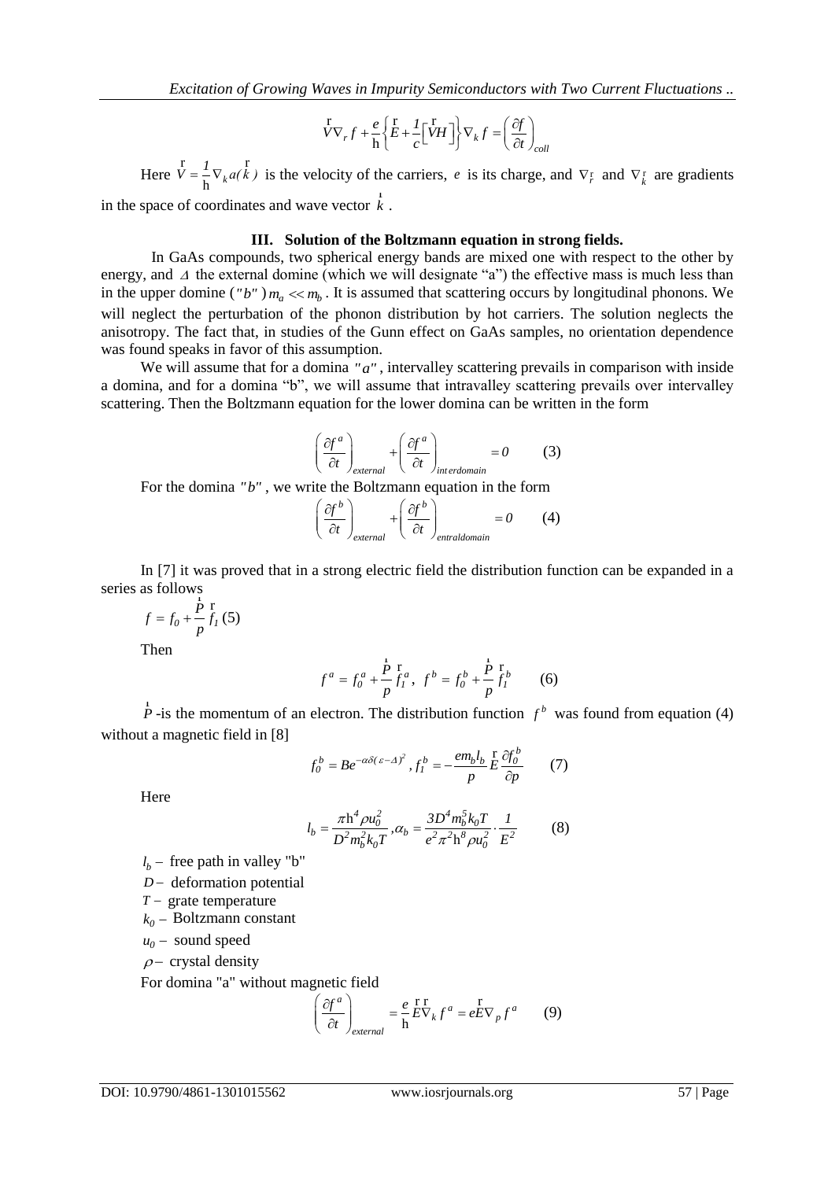$$\vec{V}\nabla_r f + \frac{e}{\hbar}\left\{\vec{E} + \frac{1}{c}\left[\vec{V}\vec{H}\right]\right\}\nabla_k f = \left(\frac{\partial f}{\partial t}\right)_{coll}$$

Here $\vec{V} = \frac{1}{\hbar}\nabla_k a(\vec{k})$ is the velocity of the carriers, $e$ is its charge, and $\nabla_{\vec{r}}$ and $\nabla_{\vec{k}}$ are gradients in the space of coordinates and wave vector $\vec{k}$.

### III. Solution of the Boltzmann equation in strong fields.

In GaAs compounds, two spherical energy bands are mixed one with respect to the other by energy, and $\Delta$ the external domine (which we will designate "a") the effective mass is much less than in the upper domine ("b") $m_a \ll m_b$. It is assumed that scattering occurs by longitudinal phonons. We will neglect the perturbation of the phonon distribution by hot carriers. The solution neglects the anisotropy. The fact that, in studies of the Gunn effect on GaAs samples, no orientation dependence was found speaks in favor of this assumption.

We will assume that for a domina "a", intervalley scattering prevails in comparison with inside a domina, and for a domina "b", we will assume that intravalley scattering prevails over intervalley scattering. Then the Boltzmann equation for the lower domina can be written in the form

$$\left(\frac{\partial f^a}{\partial t}\right)_{external} + \left(\frac{\partial f^a}{\partial t}\right)_{interdomain} = 0 \qquad (3)$$

For the domina "b", we write the Boltzmann equation in the form

$$\left(\frac{\partial f^b}{\partial t}\right)_{external} + \left(\frac{\partial f^b}{\partial t}\right)_{entraldomain} = 0 \qquad (4)$$

In [7] it was proved that in a strong electric field the distribution function can be expanded in a series as follows

$$f = f_0 + \frac{\vec{P}}{p}\vec{f}_1 \qquad (5)$$

Then

$$f^a = f_0^a + \frac{\vec{P}}{p}\vec{f}_1^a, \quad f^b = f_0^b + \frac{\vec{P}}{p}\vec{f}_1^b \qquad (6)$$

$\vec{P}$ -is the momentum of an electron. The distribution function $f^b$ was found from equation (4) without a magnetic field in [8]

$$f_0^b = Be^{-\alpha\delta(\varepsilon-\Delta)^2}, \quad f_1^b = -\frac{em_b l_b}{p}\vec{E}\frac{\partial f_0^b}{\partial p} \qquad (7)$$

Here

$$l_b = \frac{\pi\hbar^4\rho u_0^2}{D^2 m_b^2 k_0 T}, \quad \alpha_b = \frac{3D^4 m_b^5 k_0 T}{e^2\pi^2\hbar^8\rho u_0^2}\cdot\frac{1}{E^2} \qquad (8)$$

$l_b$ – free path in valley "b"

$D$ – deformation potential

$T$ – grate temperature

$k_0$ – Boltzmann constant

$u_0$ – sound speed

$\rho$ – crystal density

For domina "a" without magnetic field

$$\left(\frac{\partial f^a}{\partial t}\right)_{external} = \frac{e}{\hbar}\vec{E}\vec{\nabla}_k f^a = e\vec{E}\nabla_p f^a \qquad (9)$$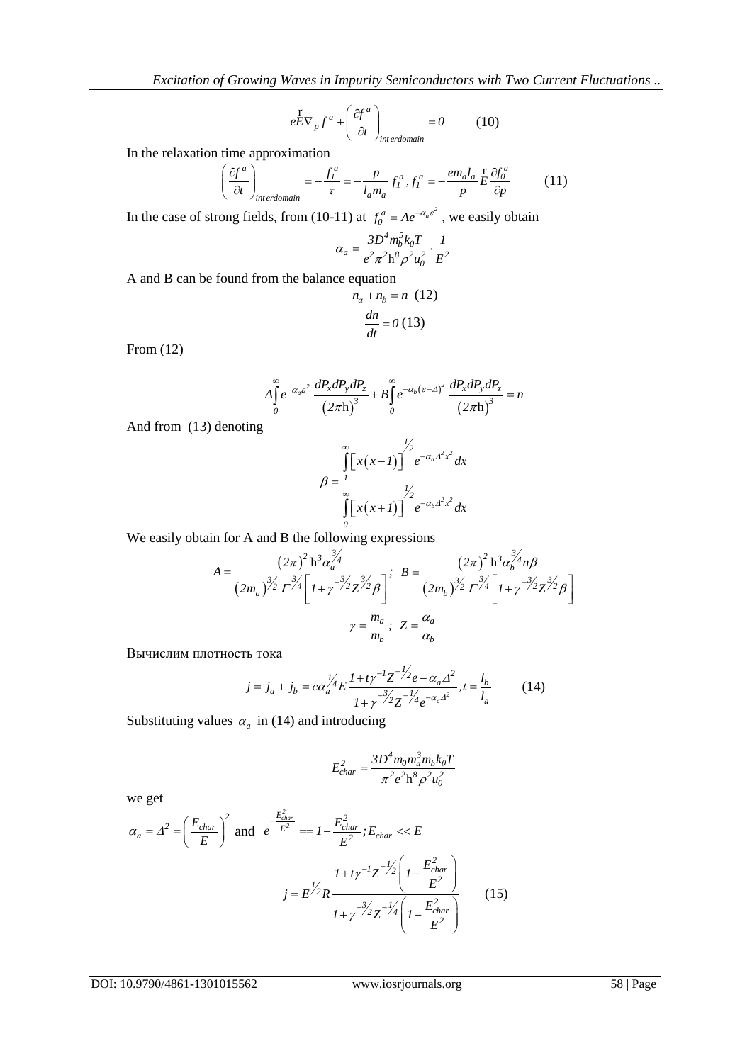$$e\vec{E}\nabla_p f^a + \left(\frac{\partial f^a}{\partial t}\right)_{interdomain} = 0 \qquad (10)$$

In the relaxation time approximation

$$\left(\frac{\partial f^a}{\partial t}\right)_{interdomain} = -\frac{f_1^a}{\tau} = -\frac{p}{l_a m_a} f_1^a, f_1^a = -\frac{e m_a l_a}{p}\vec{E}\frac{\partial f_0^a}{\partial p} \qquad (11)$$

In the case of strong fields, from (10-11) at $f_0^a = Ae^{-\alpha_a \varepsilon^2}$, we easily obtain

$$\alpha_a = \frac{3D^4 m_b^5 k_0 T}{e^2 \pi^2 \hbar^8 \rho^2 u_0^2} \cdot \frac{1}{E^2}$$

A and B can be found from the balance equation

$$n_a + n_b = n \quad (12)$$

$$\frac{dn}{dt} = 0 \quad (13)$$

From (12)

$$A\int_0^\infty e^{-\alpha_a \varepsilon^2} \frac{dP_x dP_y dP_z}{(2\pi\hbar)^3} + B\int_0^\infty e^{-\alpha_b(\varepsilon-\Delta)^2} \frac{dP_x dP_y dP_z}{(2\pi\hbar)^3} = n$$

And from (13) denoting

$$\beta = \frac{\int_1^\infty \left[x(x-1)\right]^{1/2} e^{-\alpha_a \Delta^2 x^2} dx}{\int_0^\infty \left[x(x+1)\right]^{1/2} e^{-\alpha_b \Delta^2 x^2} dx}$$

We easily obtain for A and B the following expressions

$$A = \frac{(2\pi)^2 \hbar^3 \alpha_a^{3/4}}{(2m_a)^{3/2} \Gamma^{3/4}\left[1+\gamma^{-3/2} Z^{3/2}\beta\right]}; \quad B = \frac{(2\pi)^2 \hbar^3 \alpha_b^{3/4} n\beta}{(2m_b)^{3/2} \Gamma^{3/4}\left[1+\gamma^{-3/2} Z^{3/2}\beta\right]}$$

$$\gamma = \frac{m_a}{m_b}; \quad Z = \frac{\alpha_a}{\alpha_b}$$

Вычислим плотность тока

$$j = j_a + j_b = c\alpha_a^{1/4} E \frac{1 + t\gamma^{-1} Z^{-1/2} e - \alpha_a \Delta^2}{1 + \gamma^{-3/2} Z^{-1/4} e^{-\alpha_a \Delta^2}}, t = \frac{l_b}{l_a} \qquad (14)$$

Substituting values $\alpha_a$ in (14) and introducing

$$E_{char}^2 = \frac{3D^4 m_0 m_a^3 m_b k_0 T}{\pi^2 e^2 \hbar^8 \rho^2 u_0^2}$$

we get

$$\alpha_a = \Delta^2 = \left(\frac{E_{char}}{E}\right)^2 \text{ and } e^{-\frac{E_{char}^2}{E^2}} == 1 - \frac{E_{char}^2}{E^2}; E_{char} << E$$

$$j = E^{1/2} R \frac{1 + t\gamma^{-1} Z^{-1/2}\left(1 - \frac{E_{char}^2}{E^2}\right)}{1 + \gamma^{-3/2} Z^{-1/4}\left(1 - \frac{E_{char}^2}{E^2}\right)} \qquad (15)$$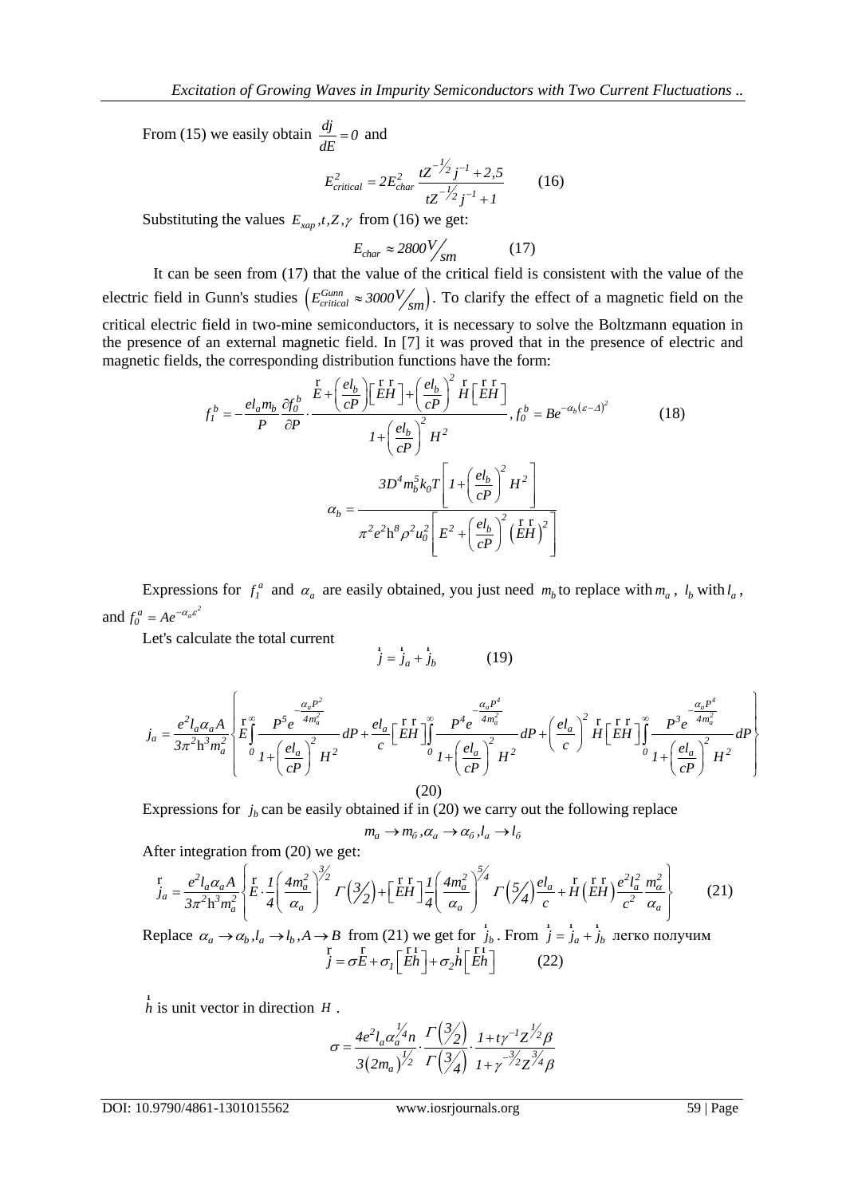From (15) we easily obtain $\frac{dj}{dE}=0$ and

$$E_{critical}^{2}=2E_{char}^{2}\frac{tZ^{-1/2}j^{-1}+2,5}{tZ^{-1/2}j^{-1}+1} \qquad (16)$$

Substituting the values $E_{xap},t,Z,\gamma$ from (16) we get:

$$E_{char}\approx 2800\, V/_{sm} \qquad (17)$$

It can be seen from (17) that the value of the critical field is consistent with the value of the electric field in Gunn's studies $\left(E_{critical}^{Gunn}\approx 3000\, V/_{sm}\right)$. To clarify the effect of a magnetic field on the critical electric field in two-mine semiconductors, it is necessary to solve the Boltzmann equation in the presence of an external magnetic field. In [7] it was proved that in the presence of electric and magnetic fields, the corresponding distribution functions have the form:

$$f_{1}^{b}=-\frac{el_{a}m_{b}}{P}\frac{\partial f_{0}^{b}}{\partial P}\cdot\frac{\vec{E}+\left(\frac{el_{b}}{cP}\right)\left[\vec{E}\vec{H}\right]+\left(\frac{el_{b}}{cP}\right)^{2}\vec{H}\left[\vec{E}\vec{H}\right]}{1+\left(\frac{el_{b}}{cP}\right)^{2}H^{2}},\ f_{0}^{b}=Be^{-\alpha_{b}(\varepsilon-\Delta)^{2}} \qquad (18)$$

$$\alpha_{b}=\frac{3D^{4}m_{b}^{5}k_{0}T\left[1+\left(\frac{el_{b}}{cP}\right)^{2}H^{2}\right]}{\pi^{2}e^{2}\hbar^{8}\rho^{2}u_{0}^{2}\left[E^{2}+\left(\frac{el_{b}}{cP}\right)^{2}\left(\vec{E}\vec{H}\right)^{2}\right]}$$

Expressions for $f_{1}^{a}$ and $\alpha_{a}$ are easily obtained, you just need $m_{b}$ to replace with $m_{a}$, $l_{b}$ with $l_{a}$, and $f_{0}^{a}=Ae^{-\alpha_{a}\varepsilon^{2}}$

Let's calculate the total current

$$\vec{j}=\vec{j}_{a}+\vec{j}_{b} \qquad (19)$$

$$j_{a}=\frac{e^{2}l_{a}\alpha_{a}A}{3\pi^{2}\hbar^{3}m_{a}^{2}}\left\{\vec{E}\int_{0}^{\infty}\frac{P^{5}e^{-\frac{\alpha_{a}P^{2}}{4m_{a}^{2}}}}{1+\left(\frac{el_{a}}{cP}\right)^{2}H^{2}}dP+\frac{el_{a}}{c}\left[\vec{E}\vec{H}\right]\int_{0}^{\infty}\frac{P^{4}e^{-\frac{\alpha_{a}P^{4}}{4m_{a}^{2}}}}{1+\left(\frac{el_{a}}{cP}\right)^{2}H^{2}}dP+\left(\frac{el_{a}}{c}\right)^{2}\vec{H}\left[\vec{E}\vec{H}\right]\int_{0}^{\infty}\frac{P^{3}e^{-\frac{\alpha_{a}P^{4}}{4m_{a}^{2}}}}{1+\left(\frac{el_{a}}{cP}\right)^{2}H^{2}}dP\right\}$$

(20)

Expressions for $j_{b}$ can be easily obtained if in (20) we carry out the following replace

$$m_{a}\to m_{б},\alpha_{a}\to\alpha_{б},l_{a}\to l_{б}$$

After integration from (20) we get:

$$\vec{j}_{a}=\frac{e^{2}l_{a}\alpha_{a}A}{3\pi^{2}\hbar^{3}m_{a}^{2}}\left\{\vec{E}\cdot\frac{1}{4}\left(\frac{4m_{a}^{2}}{\alpha_{a}}\right)^{3/2}\Gamma\left(3/2\right)+\left[\vec{E}\vec{H}\right]\frac{1}{4}\left(\frac{4m_{a}^{2}}{\alpha_{a}}\right)^{5/4}\Gamma\left(5/4\right)\frac{el_{a}}{c}+\vec{H}\left(\vec{E}\vec{H}\right)\frac{e^{2}l_{a}^{2}}{c^{2}}\frac{m_{\alpha}^{2}}{\alpha_{a}}\right\} \qquad (21)$$

Replace $\alpha_{a}\to\alpha_{b},l_{a}\to l_{b},A\to B$ from (21) we get for $\vec{j}_{b}$. From $\vec{j}=\vec{j}_{a}+\vec{j}_{b}$ легко получим

$$\vec{j}=\sigma\vec{E}+\sigma_{1}\left[\vec{E}\vec{h}\right]+\sigma_{2}\vec{h}\left[\vec{E}\vec{h}\right] \qquad (22)$$

$\vec{h}$ is unit vector in direction $H$.

$$\sigma=\frac{4e^{2}l_{a}\alpha_{a}^{1/4}n}{3\left(2m_{a}\right)^{1/2}}\cdot\frac{\Gamma\left(3/2\right)}{\Gamma\left(3/4\right)}\cdot\frac{1+t\gamma^{-1}Z^{1/2}\beta}{1+\gamma^{-3/2}Z^{3/4}\beta}$$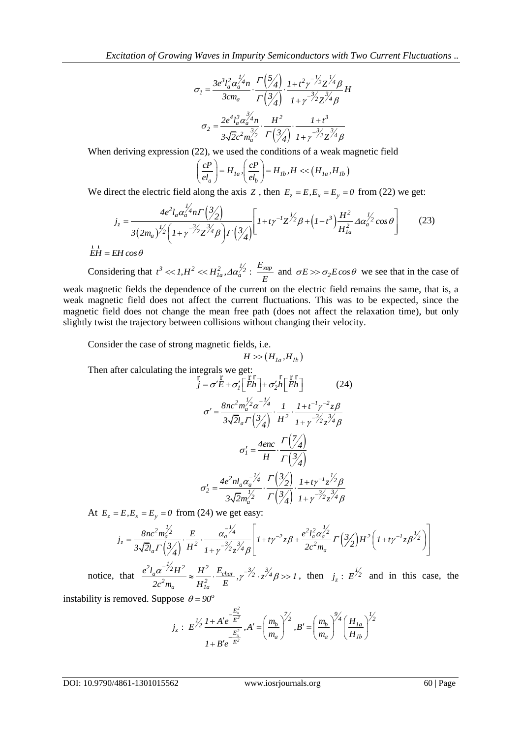$$\sigma_1 = \frac{3e^3 l_a^2 \alpha_a^{1/4} n}{3cm_a} \cdot \frac{\Gamma\left(5/4\right)}{\Gamma\left(3/4\right)} \cdot \frac{1 + t^2 \gamma^{-1/2} Z^{1/4} \beta}{1 + \gamma^{-3/2} Z^{3/4} \beta} H$$

$$\sigma_2 = \frac{2e^4 l_a^3 \alpha_a^{3/4} n}{3\sqrt{2} c^2 m_a^{3/2}} \cdot \frac{H^2}{\Gamma\left(3/4\right)} \cdot \frac{1 + t^3}{1 + \gamma^{-3/2} Z^{3/4} \beta}$$

When deriving expression (22), we used the conditions of a weak magnetic field

$$\left(\frac{cP}{el_a}\right) = H_{1a}, \left(\frac{cP}{el_b}\right) = H_{1b}, H << \left(H_{1a}, H_{1b}\right)$$

We direct the electric field along the axis $Z$, then $E_z = E, E_x = E_y = 0$ from (22) we get:

$$j_z = \frac{4e^2 l_a \alpha_a^{1/4} n \Gamma\left(3/2\right)}{3\left(2m_a\right)^{1/2}\left(1 + \gamma^{-3/2} Z^{3/4} \beta\right)\Gamma\left(3/4\right)}\left[1 + t\gamma^{-1} Z^{1/2} \beta + \left(1 + t^3\right)\frac{H^2}{H_{1a}^2} \Delta \alpha_a^{1/2} \cos\theta\right] \qquad (23)$$

$$\vec{E}\vec{H} = EH\cos\theta$$

Considering that $t^3 << 1, H^2 << H_{1a}^2, \Delta\alpha_a^{1/2} : \frac{E_{xap}}{E}$ and $\sigma E >> \sigma_2 E \cos\theta$ we see that in the case of weak magnetic fields the dependence of the current on the electric field remains the same, that is, a weak magnetic field does not affect the current fluctuations. This was to be expected, since the magnetic field does not change the mean free path (does not affect the relaxation time), but only slightly twist the trajectory between collisions without changing their velocity.

Consider the case of strong magnetic fields, i.e.

$$H >> \left(H_{1a}, H_{1b}\right)$$

Then after calculating the integrals we get:

$$\vec{j} = \sigma'\vec{E} + \sigma_1'\left[\vec{E}\vec{h}\right] + \sigma_2'\vec{h}\left[\vec{E}\vec{h}\right] \qquad (24)$$

$$\sigma' = \frac{8nc^2 m_a^{1/2} \alpha^{-1/4}}{3\sqrt{2} l_a \Gamma\left(3/4\right)} \cdot \frac{1}{H^2} \cdot \frac{1 + t^{-1}\gamma^{-2} z\beta}{1 + \gamma^{-3/2} z^{3/4} \beta}$$

$$\sigma_1' = \frac{4enc}{H} \cdot \frac{\Gamma\left(7/4\right)}{\Gamma\left(3/4\right)}$$

$$\sigma_2' = \frac{4e^2 n l_a \alpha_a^{-1/4}}{3\sqrt{2} m_a^{1/2}} \cdot \frac{\Gamma\left(3/2\right)}{\Gamma\left(3/4\right)} \cdot \frac{1 + t\gamma^{-1} z^{1/2} \beta}{1 + \gamma^{-3/2} z^{3/4} \beta}$$

At $E_z = E, E_x = E_y = 0$ from (24) we get easy:

$$j_z = \frac{8nc^2 m_a^{1/2}}{3\sqrt{2} l_a \Gamma\left(3/4\right)} \cdot \frac{E}{H^2} \cdot \frac{\alpha_a^{-1/4}}{1 + \gamma^{-3/2} z^{3/4} \beta}\left[1 + t\gamma^{-2} z\beta + \frac{e^2 l_a^2 \alpha_a^{1/2}}{2c^2 m_a} \Gamma\left(3/2\right) H^2 \left(1 + t\gamma^{-1} z\beta^{1/2}\right)\right]$$

notice, that $\frac{e^2 l_a \alpha^{-1/2} H^2}{2c^2 m_a} \approx \frac{H^2}{H_{1a}^2} \cdot \frac{E_{char}}{E}, \gamma^{-3/2} \cdot z^{3/4} \beta >> 1$, then $j_z : E^{1/2}$ and in this case, the instability is removed. Suppose $\theta = 90^{\circ}$

$$j_z : E^{1/2} \frac{1 + A' e^{-\frac{E_x^2}{E^2}}}{1 + B' e^{-\frac{E_x^2}{E^2}}}, A' = \left(\frac{m_b}{m_a}\right)^{7/2}, B' = \left(\frac{m_b}{m_a}\right)^{9/4}\left(\frac{H_{1a}}{H_{1b}}\right)^{1/2}$$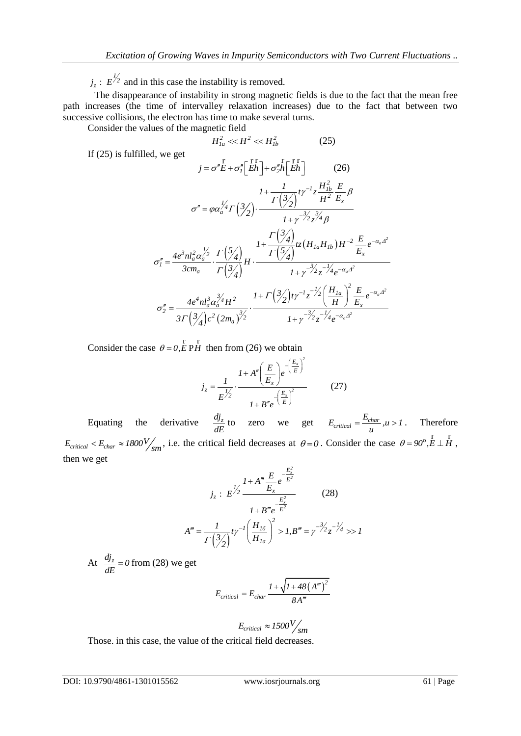$j_z \sim E^{1/2}$ and in this case the instability is removed.

The disappearance of instability in strong magnetic fields is due to the fact that the mean free path increases (the time of intervalley relaxation increases) due to the fact that between two successive collisions, the electron has time to make several turns.

Consider the values of the magnetic field

$$H_{1a}^2 << H^2 << H_{1b}^2 \qquad (25)$$

If (25) is fulfilled, we get

$$\vec{j} = \sigma'' \vec{E} + \sigma_1'' \left[ \vec{E}\vec{h} \right] + \sigma_2'' \vec{h} \left[ \vec{E}\vec{h} \right] \qquad (26)$$

$$\sigma'' = \varphi \alpha_a^{1/4} \Gamma\left(\tfrac{3}{2}\right) \cdot \frac{1 + \frac{1}{\Gamma\left(\tfrac{3}{2}\right)} t \gamma^{-1} z \frac{H_{1b}^2}{H^2} \frac{E}{E_x} \beta}{1 + \gamma^{-3/2} z^{3/4} \beta}$$

$$\sigma_1'' = \frac{4e^3 n l_a^2 \alpha_a^{1/2}}{3cm_a} \cdot \frac{\Gamma\left(\tfrac{5}{4}\right)}{\Gamma\left(\tfrac{3}{4}\right)} H \cdot \frac{1 + \frac{\Gamma\left(\tfrac{3}{4}\right)}{\Gamma\left(\tfrac{5}{4}\right)} tz \left(H_{1a} H_{1b}\right) H^{-2} \frac{E}{E_x} e^{-\alpha_a \Delta^2}}{1 + \gamma^{-3/2} z^{-1/4} e^{-\alpha_a \Delta^2}}$$

$$\sigma_2'' = \frac{4e^4 n l_a^3 \alpha_a^{3/4} H^2}{3\Gamma\left(\tfrac{3}{4}\right) c^2 \left(2m_a\right)^{3/2}} \cdot \frac{1 + \Gamma\left(\tfrac{3}{2}\right) t \gamma^{-1} z^{-1/2} \left(\frac{H_{1a}}{H}\right)^2 \frac{E}{E_x} e^{-\alpha_a \Delta^2}}{1 + \gamma^{-3/2} z^{-1/4} e^{-\alpha_a \Delta^2}}$$

Consider the case $\theta = 0, \vec{E} \parallel \vec{H}$ then from (26) we obtain

$$j_z = \frac{1}{E^{1/2}} \cdot \frac{1 + A'' \left(\frac{E}{E_x}\right) e^{-\left(\frac{E_x}{E}\right)^2}}{1 + B'' e^{-\left(\frac{E_x}{E}\right)^2}} \qquad (27)$$

Equating the derivative $\frac{dj_z}{dE}$ to zero we get $E_{critical} = \frac{E_{char}}{u}, u > 1$. Therefore $E_{critical} < E_{char} \approx 1800 V/sm$, i.e. the critical field decreases at $\theta = 0$. Consider the case $\theta = 90^o, \vec{E} \perp \vec{H}$, then we get

$$j_z \sim E^{1/2} \frac{1 + A''' \frac{E}{E_x} e^{-\frac{E_x^2}{E^2}}}{1 + B''' e^{-\frac{E_x^2}{E^2}}} \qquad (28)$$

$$A''' = \frac{1}{\Gamma\left(\tfrac{3}{2}\right)} t \gamma^{-1} \left(\frac{H_{1б}}{H_{1a}}\right)^2 > 1, B''' = \gamma^{-3/2} z^{-1/4} >> 1$$

At $\frac{dj_z}{dE} = 0$ from (28) we get

$$E_{critical} = E_{char} \frac{1 + \sqrt{1 + 48\left(A'''\right)^2}}{8A'''}$$

$$E_{critical} \approx 1500 V/sm$$

Those. in this case, the value of the critical field decreases.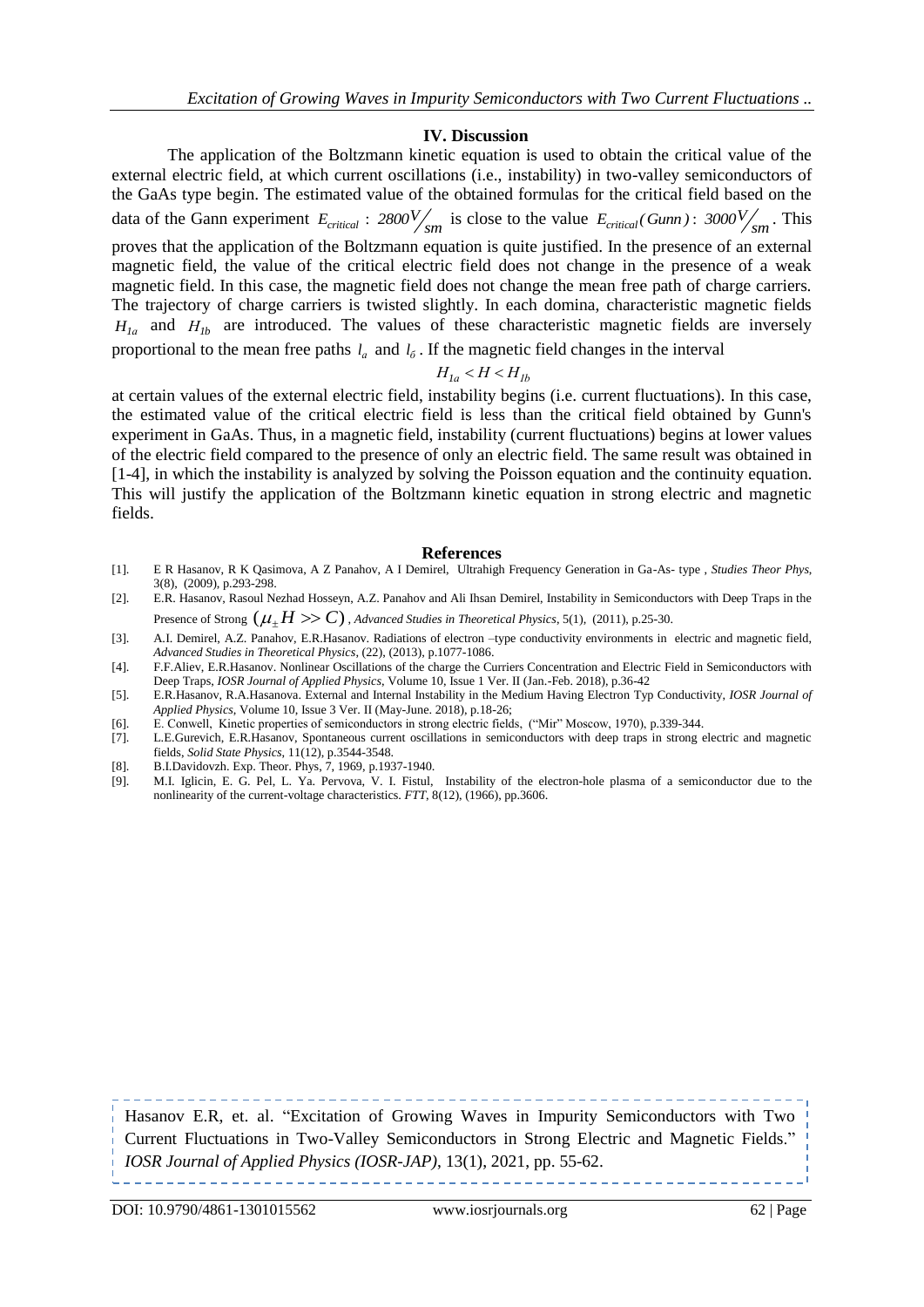## IV. Discussion

The application of the Boltzmann kinetic equation is used to obtain the critical value of the external electric field, at which current oscillations (i.e., instability) in two-valley semiconductors of the GaAs type begin. The estimated value of the obtained formulas for the critical field based on the data of the Gann experiment $E_{critical} : 2800 V/_{sm}$ is close to the value $E_{critical}(Gunn) : 3000 V/_{sm}$. This proves that the application of the Boltzmann equation is quite justified. In the presence of an external magnetic field, the value of the critical electric field does not change in the presence of a weak magnetic field. In this case, the magnetic field does not change the mean free path of charge carriers. The trajectory of charge carriers is twisted slightly. In each domina, characteristic magnetic fields $H_{1a}$ and $H_{1b}$ are introduced. The values of these characteristic magnetic fields are inversely proportional to the mean free paths $l_a$ and $l_б$. If the magnetic field changes in the interval

$$H_{1a} < H < H_{1b}$$

at certain values of the external electric field, instability begins (i.e. current fluctuations). In this case, the estimated value of the critical electric field is less than the critical field obtained by Gunn's experiment in GaAs. Thus, in a magnetic field, instability (current fluctuations) begins at lower values of the electric field compared to the presence of only an electric field. The same result was obtained in [1-4], in which the instability is analyzed by solving the Poisson equation and the continuity equation. This will justify the application of the Boltzmann kinetic equation in strong electric and magnetic fields.

## References

[1]. E R Hasanov, R K Qasimova, A Z Panahov, A I Demirel, Ultrahigh Frequency Generation in Ga-As- type , *Studies Theor Phys*, 3(8), (2009), p.293-298.

[2]. E.R. Hasanov, Rasoul Nezhad Hosseyn, A.Z. Panahov and Ali Ihsan Demirel, Instability in Semiconductors with Deep Traps in the Presence of Strong $(\mu_{\pm} H >> C)$ , *Advanced Studies in Theoretical Physics*, 5(1), (2011), p.25-30.

[3]. A.I. Demirel, A.Z. Panahov, E.R.Hasanov. Radiations of electron –type conductivity environments in electric and magnetic field, *Advanced Studies in Theoretical Physics*, (22), (2013), p.1077-1086.

[4]. F.F.Aliev, E.R.Hasanov. Nonlinear Oscillations of the charge the Curriers Concentration and Electric Field in Semiconductors with Deep Traps, *IOSR Journal of Applied Physics*, Volume 10, Issue 1 Ver. II (Jan.-Feb. 2018), p.36-42

[5]. E.R.Hasanov, R.A.Hasanova. External and Internal Instability in the Medium Having Electron Typ Conductivity, *IOSR Journal of Applied Physics*, Volume 10, Issue 3 Ver. II (May-June. 2018), p.18-26;

[6]. E. Conwell, Kinetic properties of semiconductors in strong electric fields, ("Mir" Moscow, 1970), p.339-344.

[7]. L.E.Gurevich, E.R.Hasanov, Spontaneous current oscillations in semiconductors with deep traps in strong electric and magnetic fields, *Solid State Physics*, 11(12), p.3544-3548.

[8]. B.I.Davidovzh. Exp. Theor. Phys, 7, 1969, p.1937-1940.

[9]. M.I. Iglicin, E. G. Pel, L. Ya. Pervova, V. I. Fistul, Instability of the electron-hole plasma of a semiconductor due to the nonlinearity of the current-voltage characteristics. *FTT*, 8(12), (1966), pp.3606.

Hasanov E.R, et. al. "Excitation of Growing Waves in Impurity Semiconductors with Two Current Fluctuations in Two-Valley Semiconductors in Strong Electric and Magnetic Fields." *IOSR Journal of Applied Physics (IOSR-JAP)*, 13(1), 2021, pp. 55-62.